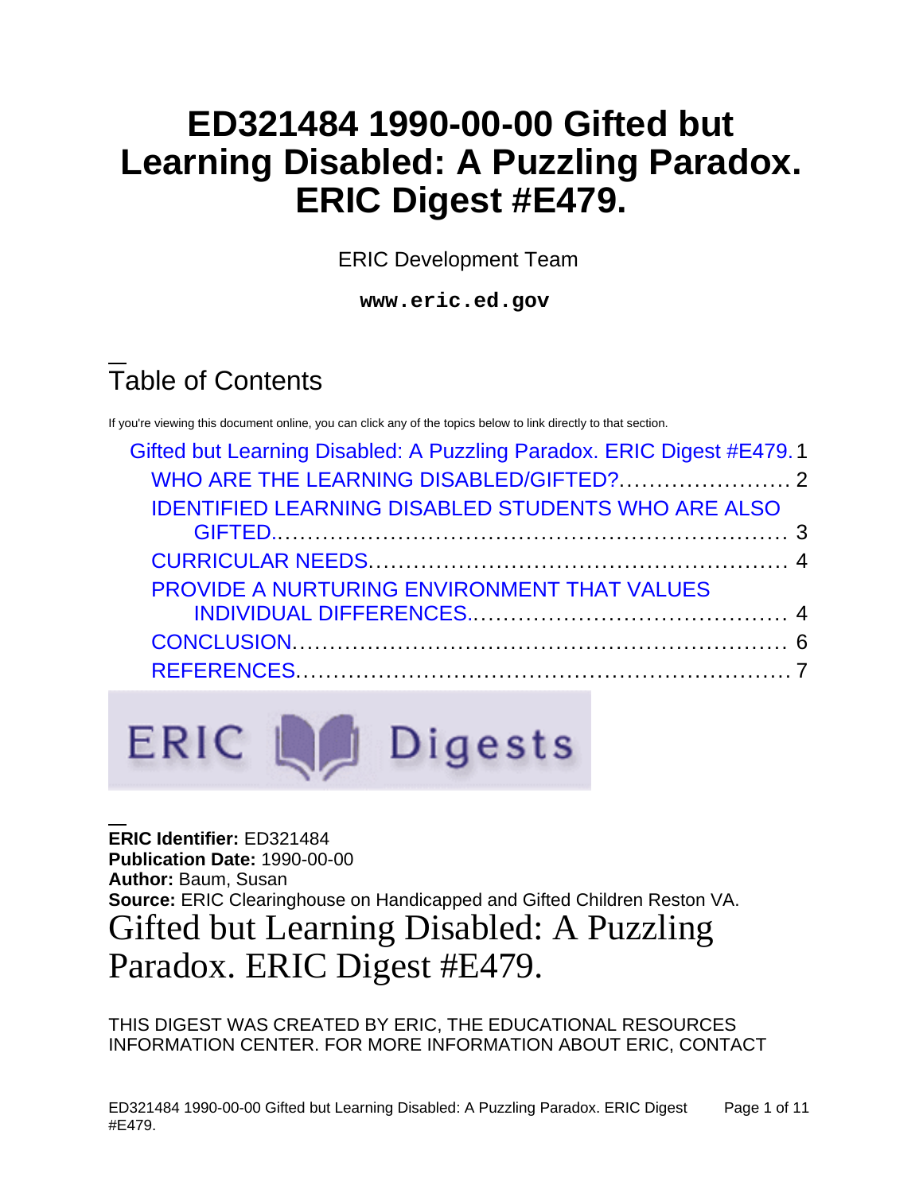# ED321484 1990-00-00 Gifted but Learning Disabled: A Puzzling Paradox. ERIC Digest #E479.

ERIC Development Team

**www.eric.ed.gov**

## Table of Contents

If you're viewing this document online, you can click any of the topics below to link directly to that section.

- Gifted but Learning Disabled: A Puzzling Paradox. ERIC Digest #E479. 1
  - WHO ARE THE LEARNING DISABLED/GIFTED? 2
  - IDENTIFIED LEARNING DISABLED STUDENTS WHO ARE ALSO GIFTED. 3
  - CURRICULAR NEEDS. 4
  - PROVIDE A NURTURING ENVIRONMENT THAT VALUES INDIVIDUAL DIFFERENCES. 4
  - CONCLUSION. 6
  - REFERENCES. 7

ERIC Digests

**ERIC Identifier:** ED321484
**Publication Date:** 1990-00-00
**Author:** Baum, Susan
**Source:** ERIC Clearinghouse on Handicapped and Gifted Children Reston VA.

# Gifted but Learning Disabled: A Puzzling Paradox. ERIC Digest #E479.

THIS DIGEST WAS CREATED BY ERIC, THE EDUCATIONAL RESOURCES INFORMATION CENTER. FOR MORE INFORMATION ABOUT ERIC, CONTACT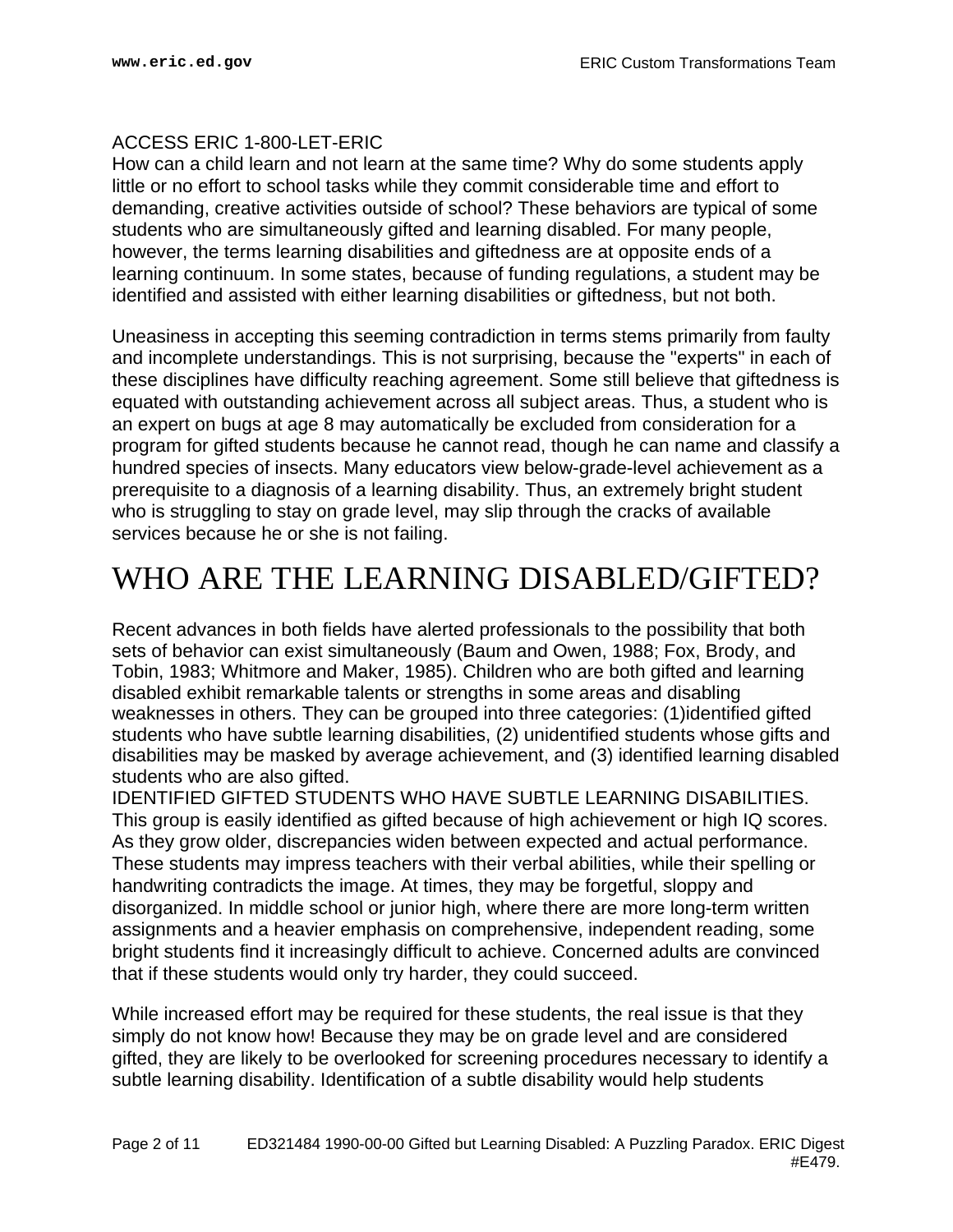ACCESS ERIC 1-800-LET-ERIC

How can a child learn and not learn at the same time? Why do some students apply little or no effort to school tasks while they commit considerable time and effort to demanding, creative activities outside of school? These behaviors are typical of some students who are simultaneously gifted and learning disabled. For many people, however, the terms learning disabilities and giftedness are at opposite ends of a learning continuum. In some states, because of funding regulations, a student may be identified and assisted with either learning disabilities or giftedness, but not both.

Uneasiness in accepting this seeming contradiction in terms stems primarily from faulty and incomplete understandings. This is not surprising, because the "experts" in each of these disciplines have difficulty reaching agreement. Some still believe that giftedness is equated with outstanding achievement across all subject areas. Thus, a student who is an expert on bugs at age 8 may automatically be excluded from consideration for a program for gifted students because he cannot read, though he can name and classify a hundred species of insects. Many educators view below-grade-level achievement as a prerequisite to a diagnosis of a learning disability. Thus, an extremely bright student who is struggling to stay on grade level, may slip through the cracks of available services because he or she is not failing.

# WHO ARE THE LEARNING DISABLED/GIFTED?

Recent advances in both fields have alerted professionals to the possibility that both sets of behavior can exist simultaneously (Baum and Owen, 1988; Fox, Brody, and Tobin, 1983; Whitmore and Maker, 1985). Children who are both gifted and learning disabled exhibit remarkable talents or strengths in some areas and disabling weaknesses in others. They can be grouped into three categories: (1)identified gifted students who have subtle learning disabilities, (2) unidentified students whose gifts and disabilities may be masked by average achievement, and (3) identified learning disabled students who are also gifted.

IDENTIFIED GIFTED STUDENTS WHO HAVE SUBTLE LEARNING DISABILITIES. This group is easily identified as gifted because of high achievement or high IQ scores. As they grow older, discrepancies widen between expected and actual performance. These students may impress teachers with their verbal abilities, while their spelling or handwriting contradicts the image. At times, they may be forgetful, sloppy and disorganized. In middle school or junior high, where there are more long-term written assignments and a heavier emphasis on comprehensive, independent reading, some bright students find it increasingly difficult to achieve. Concerned adults are convinced that if these students would only try harder, they could succeed.

While increased effort may be required for these students, the real issue is that they simply do not know how! Because they may be on grade level and are considered gifted, they are likely to be overlooked for screening procedures necessary to identify a subtle learning disability. Identification of a subtle disability would help students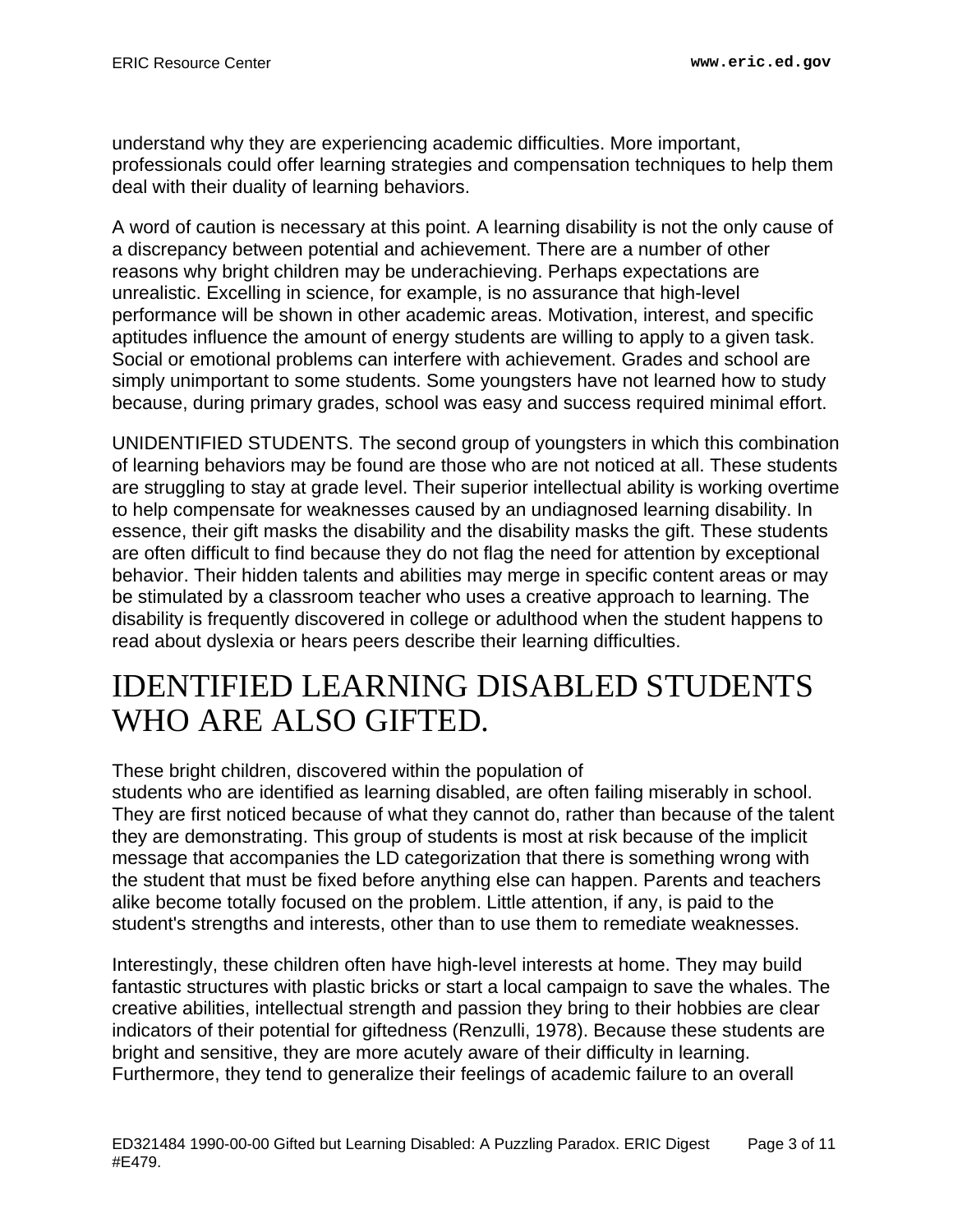understand why they are experiencing academic difficulties. More important, professionals could offer learning strategies and compensation techniques to help them deal with their duality of learning behaviors.

A word of caution is necessary at this point. A learning disability is not the only cause of a discrepancy between potential and achievement. There are a number of other reasons why bright children may be underachieving. Perhaps expectations are unrealistic. Excelling in science, for example, is no assurance that high-level performance will be shown in other academic areas. Motivation, interest, and specific aptitudes influence the amount of energy students are willing to apply to a given task. Social or emotional problems can interfere with achievement. Grades and school are simply unimportant to some students. Some youngsters have not learned how to study because, during primary grades, school was easy and success required minimal effort.

UNIDENTIFIED STUDENTS. The second group of youngsters in which this combination of learning behaviors may be found are those who are not noticed at all. These students are struggling to stay at grade level. Their superior intellectual ability is working overtime to help compensate for weaknesses caused by an undiagnosed learning disability. In essence, their gift masks the disability and the disability masks the gift. These students are often difficult to find because they do not flag the need for attention by exceptional behavior. Their hidden talents and abilities may merge in specific content areas or may be stimulated by a classroom teacher who uses a creative approach to learning. The disability is frequently discovered in college or adulthood when the student happens to read about dyslexia or hears peers describe their learning difficulties.

# IDENTIFIED LEARNING DISABLED STUDENTS WHO ARE ALSO GIFTED.

These bright children, discovered within the population of students who are identified as learning disabled, are often failing miserably in school. They are first noticed because of what they cannot do, rather than because of the talent they are demonstrating. This group of students is most at risk because of the implicit message that accompanies the LD categorization that there is something wrong with the student that must be fixed before anything else can happen. Parents and teachers alike become totally focused on the problem. Little attention, if any, is paid to the student's strengths and interests, other than to use them to remediate weaknesses.

Interestingly, these children often have high-level interests at home. They may build fantastic structures with plastic bricks or start a local campaign to save the whales. The creative abilities, intellectual strength and passion they bring to their hobbies are clear indicators of their potential for giftedness (Renzulli, 1978). Because these students are bright and sensitive, they are more acutely aware of their difficulty in learning. Furthermore, they tend to generalize their feelings of academic failure to an overall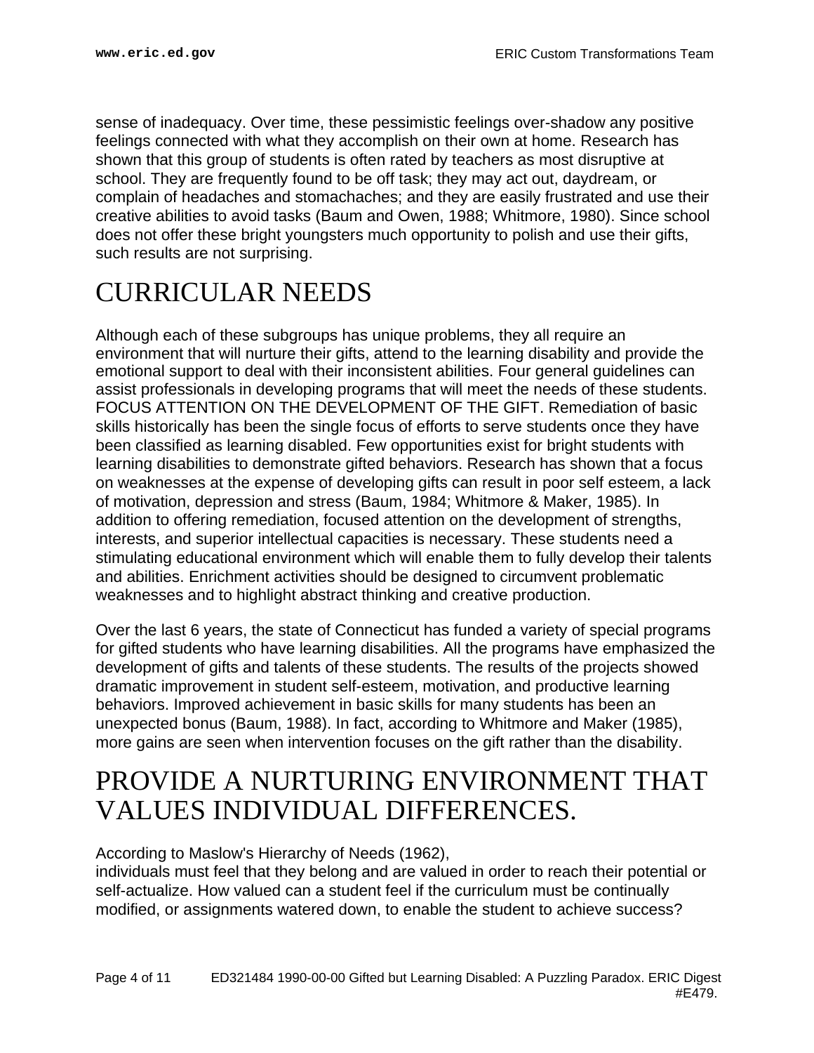sense of inadequacy. Over time, these pessimistic feelings over-shadow any positive feelings connected with what they accomplish on their own at home. Research has shown that this group of students is often rated by teachers as most disruptive at school. They are frequently found to be off task; they may act out, daydream, or complain of headaches and stomachaches; and they are easily frustrated and use their creative abilities to avoid tasks (Baum and Owen, 1988; Whitmore, 1980). Since school does not offer these bright youngsters much opportunity to polish and use their gifts, such results are not surprising.

# CURRICULAR NEEDS

Although each of these subgroups has unique problems, they all require an environment that will nurture their gifts, attend to the learning disability and provide the emotional support to deal with their inconsistent abilities. Four general guidelines can assist professionals in developing programs that will meet the needs of these students. FOCUS ATTENTION ON THE DEVELOPMENT OF THE GIFT. Remediation of basic skills historically has been the single focus of efforts to serve students once they have been classified as learning disabled. Few opportunities exist for bright students with learning disabilities to demonstrate gifted behaviors. Research has shown that a focus on weaknesses at the expense of developing gifts can result in poor self esteem, a lack of motivation, depression and stress (Baum, 1984; Whitmore & Maker, 1985). In addition to offering remediation, focused attention on the development of strengths, interests, and superior intellectual capacities is necessary. These students need a stimulating educational environment which will enable them to fully develop their talents and abilities. Enrichment activities should be designed to circumvent problematic weaknesses and to highlight abstract thinking and creative production.

Over the last 6 years, the state of Connecticut has funded a variety of special programs for gifted students who have learning disabilities. All the programs have emphasized the development of gifts and talents of these students. The results of the projects showed dramatic improvement in student self-esteem, motivation, and productive learning behaviors. Improved achievement in basic skills for many students has been an unexpected bonus (Baum, 1988). In fact, according to Whitmore and Maker (1985), more gains are seen when intervention focuses on the gift rather than the disability.

# PROVIDE A NURTURING ENVIRONMENT THAT VALUES INDIVIDUAL DIFFERENCES.

According to Maslow's Hierarchy of Needs (1962),
individuals must feel that they belong and are valued in order to reach their potential or self-actualize. How valued can a student feel if the curriculum must be continually modified, or assignments watered down, to enable the student to achieve success?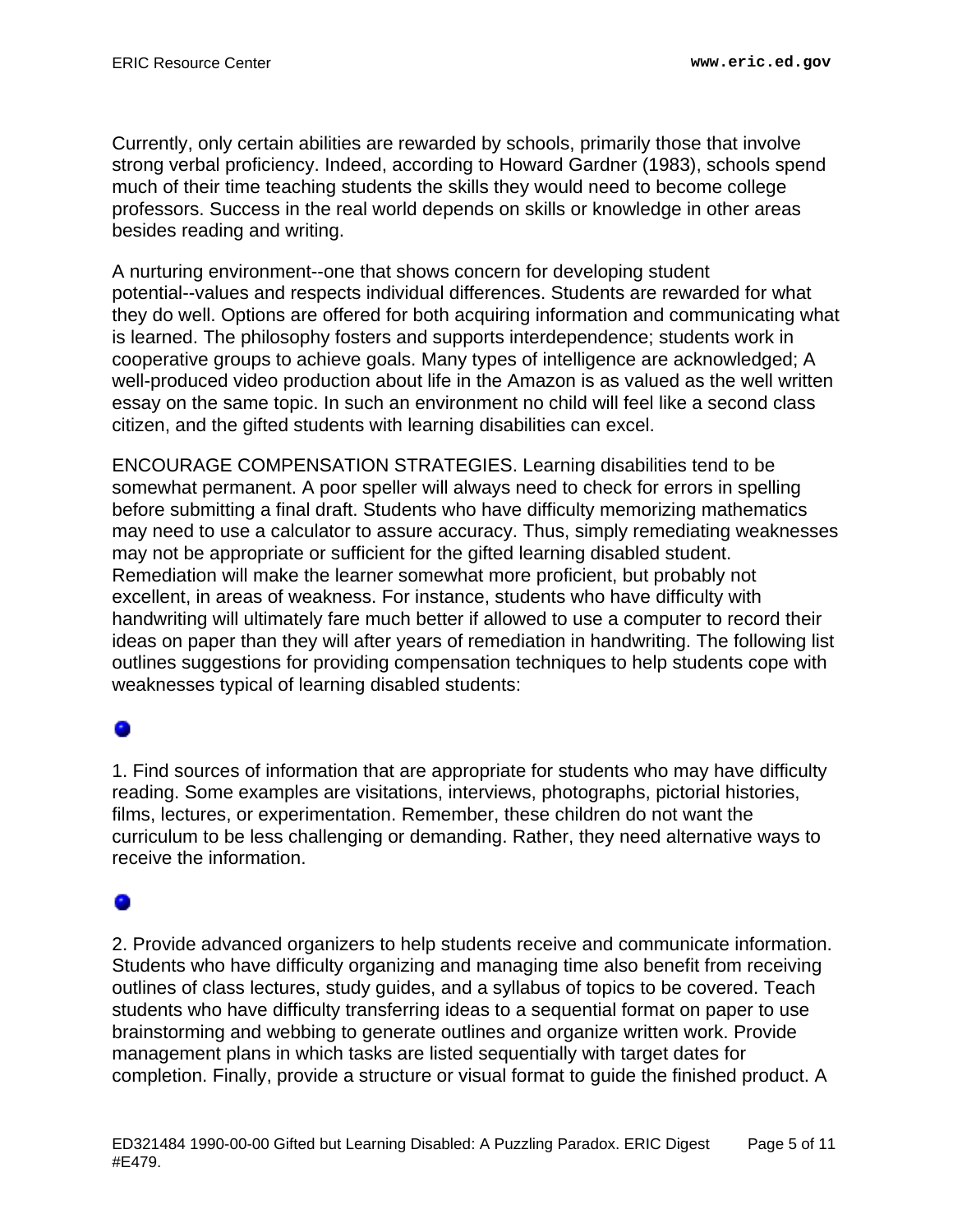Currently, only certain abilities are rewarded by schools, primarily those that involve strong verbal proficiency. Indeed, according to Howard Gardner (1983), schools spend much of their time teaching students the skills they would need to become college professors. Success in the real world depends on skills or knowledge in other areas besides reading and writing.

A nurturing environment--one that shows concern for developing student potential--values and respects individual differences. Students are rewarded for what they do well. Options are offered for both acquiring information and communicating what is learned. The philosophy fosters and supports interdependence; students work in cooperative groups to achieve goals. Many types of intelligence are acknowledged; A well-produced video production about life in the Amazon is as valued as the well written essay on the same topic. In such an environment no child will feel like a second class citizen, and the gifted students with learning disabilities can excel.

ENCOURAGE COMPENSATION STRATEGIES. Learning disabilities tend to be somewhat permanent. A poor speller will always need to check for errors in spelling before submitting a final draft. Students who have difficulty memorizing mathematics may need to use a calculator to assure accuracy. Thus, simply remediating weaknesses may not be appropriate or sufficient for the gifted learning disabled student. Remediation will make the learner somewhat more proficient, but probably not excellent, in areas of weakness. For instance, students who have difficulty with handwriting will ultimately fare much better if allowed to use a computer to record their ideas on paper than they will after years of remediation in handwriting. The following list outlines suggestions for providing compensation techniques to help students cope with weaknesses typical of learning disabled students:

- 1. Find sources of information that are appropriate for students who may have difficulty reading. Some examples are visitations, interviews, photographs, pictorial histories, films, lectures, or experimentation. Remember, these children do not want the curriculum to be less challenging or demanding. Rather, they need alternative ways to receive the information.

- 2. Provide advanced organizers to help students receive and communicate information. Students who have difficulty organizing and managing time also benefit from receiving outlines of class lectures, study guides, and a syllabus of topics to be covered. Teach students who have difficulty transferring ideas to a sequential format on paper to use brainstorming and webbing to generate outlines and organize written work. Provide management plans in which tasks are listed sequentially with target dates for completion. Finally, provide a structure or visual format to guide the finished product. A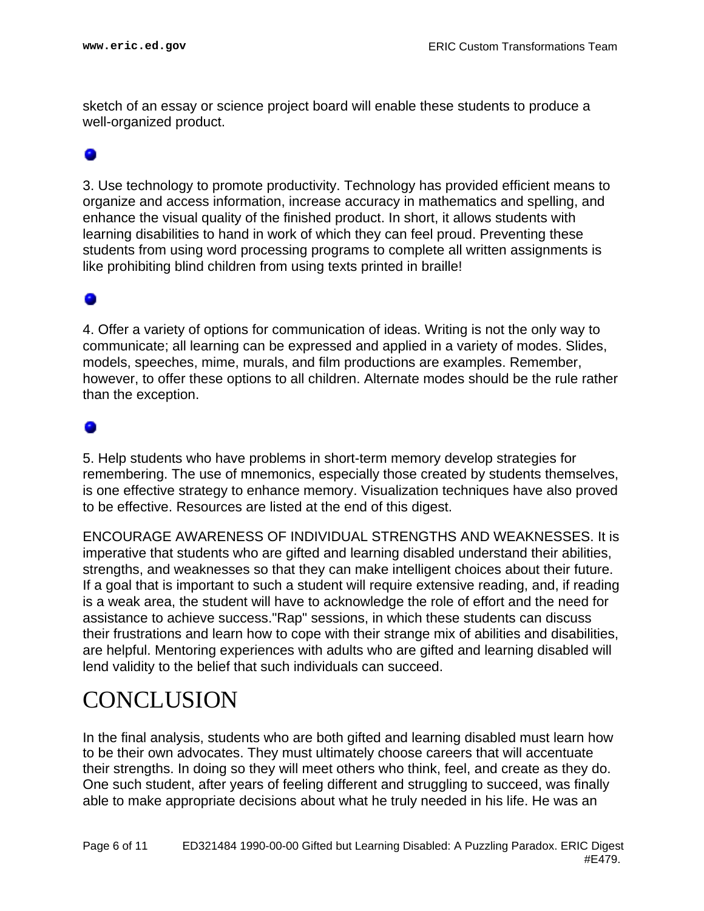sketch of an essay or science project board will enable these students to produce a well-organized product.

3. Use technology to promote productivity. Technology has provided efficient means to organize and access information, increase accuracy in mathematics and spelling, and enhance the visual quality of the finished product. In short, it allows students with learning disabilities to hand in work of which they can feel proud. Preventing these students from using word processing programs to complete all written assignments is like prohibiting blind children from using texts printed in braille!

4. Offer a variety of options for communication of ideas. Writing is not the only way to communicate; all learning can be expressed and applied in a variety of modes. Slides, models, speeches, mime, murals, and film productions are examples. Remember, however, to offer these options to all children. Alternate modes should be the rule rather than the exception.

5. Help students who have problems in short-term memory develop strategies for remembering. The use of mnemonics, especially those created by students themselves, is one effective strategy to enhance memory. Visualization techniques have also proved to be effective. Resources are listed at the end of this digest.

ENCOURAGE AWARENESS OF INDIVIDUAL STRENGTHS AND WEAKNESSES. It is imperative that students who are gifted and learning disabled understand their abilities, strengths, and weaknesses so that they can make intelligent choices about their future. If a goal that is important to such a student will require extensive reading, and, if reading is a weak area, the student will have to acknowledge the role of effort and the need for assistance to achieve success."Rap" sessions, in which these students can discuss their frustrations and learn how to cope with their strange mix of abilities and disabilities, are helpful. Mentoring experiences with adults who are gifted and learning disabled will lend validity to the belief that such individuals can succeed.

# CONCLUSION

In the final analysis, students who are both gifted and learning disabled must learn how to be their own advocates. They must ultimately choose careers that will accentuate their strengths. In doing so they will meet others who think, feel, and create as they do. One such student, after years of feeling different and struggling to succeed, was finally able to make appropriate decisions about what he truly needed in his life. He was an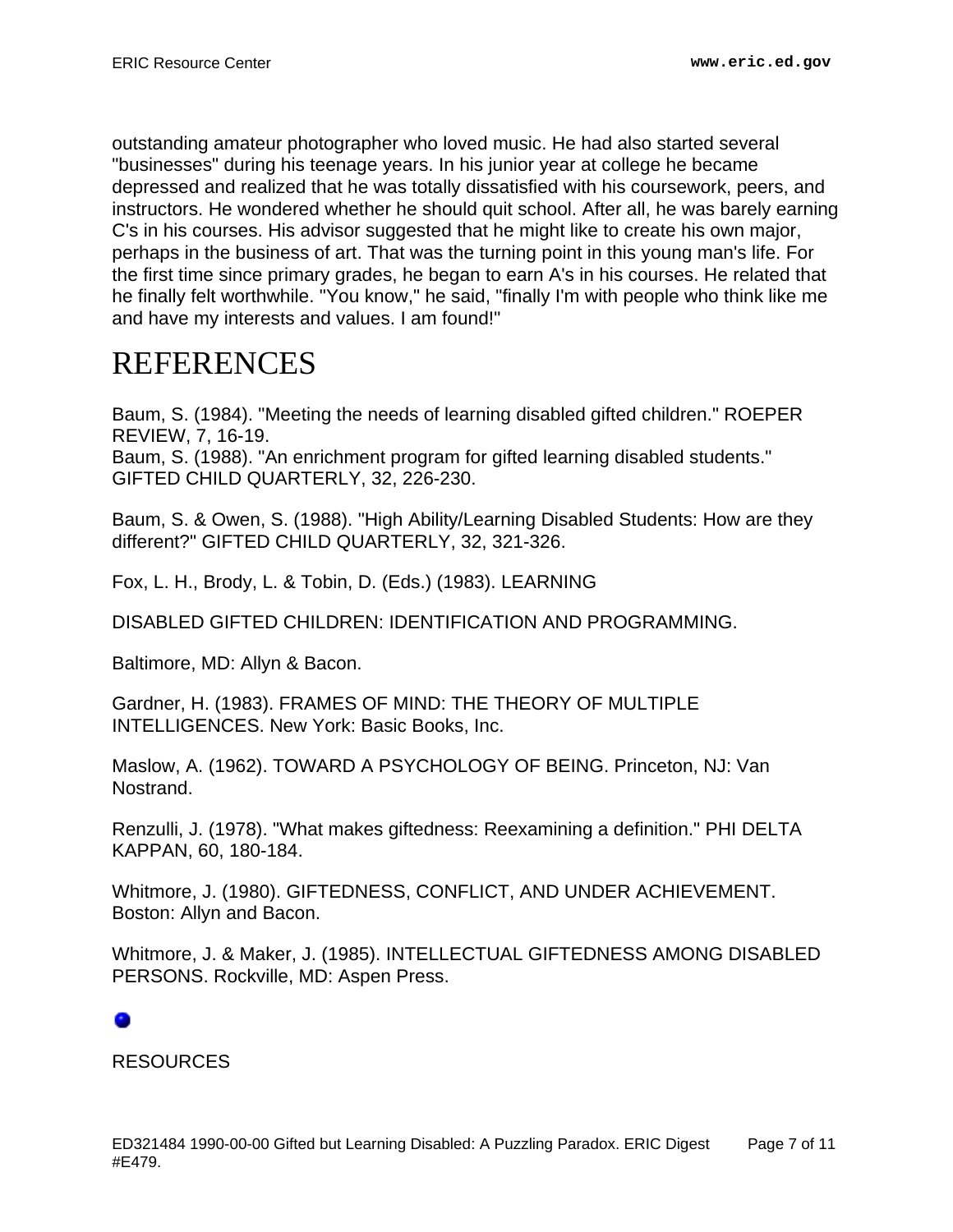outstanding amateur photographer who loved music. He had also started several "businesses" during his teenage years. In his junior year at college he became depressed and realized that he was totally dissatisfied with his coursework, peers, and instructors. He wondered whether he should quit school. After all, he was barely earning C's in his courses. His advisor suggested that he might like to create his own major, perhaps in the business of art. That was the turning point in this young man's life. For the first time since primary grades, he began to earn A's in his courses. He related that he finally felt worthwhile. "You know," he said, "finally I'm with people who think like me and have my interests and values. I am found!"

# REFERENCES

Baum, S. (1984). "Meeting the needs of learning disabled gifted children." ROEPER REVIEW, 7, 16-19.
Baum, S. (1988). "An enrichment program for gifted learning disabled students." GIFTED CHILD QUARTERLY, 32, 226-230.

Baum, S. & Owen, S. (1988). "High Ability/Learning Disabled Students: How are they different?" GIFTED CHILD QUARTERLY, 32, 321-326.

Fox, L. H., Brody, L. & Tobin, D. (Eds.) (1983). LEARNING

DISABLED GIFTED CHILDREN: IDENTIFICATION AND PROGRAMMING.

Baltimore, MD: Allyn & Bacon.

Gardner, H. (1983). FRAMES OF MIND: THE THEORY OF MULTIPLE INTELLIGENCES. New York: Basic Books, Inc.

Maslow, A. (1962). TOWARD A PSYCHOLOGY OF BEING. Princeton, NJ: Van Nostrand.

Renzulli, J. (1978). "What makes giftedness: Reexamining a definition." PHI DELTA KAPPAN, 60, 180-184.

Whitmore, J. (1980). GIFTEDNESS, CONFLICT, AND UNDER ACHIEVEMENT. Boston: Allyn and Bacon.

Whitmore, J. & Maker, J. (1985). INTELLECTUAL GIFTEDNESS AMONG DISABLED PERSONS. Rockville, MD: Aspen Press.

RESOURCES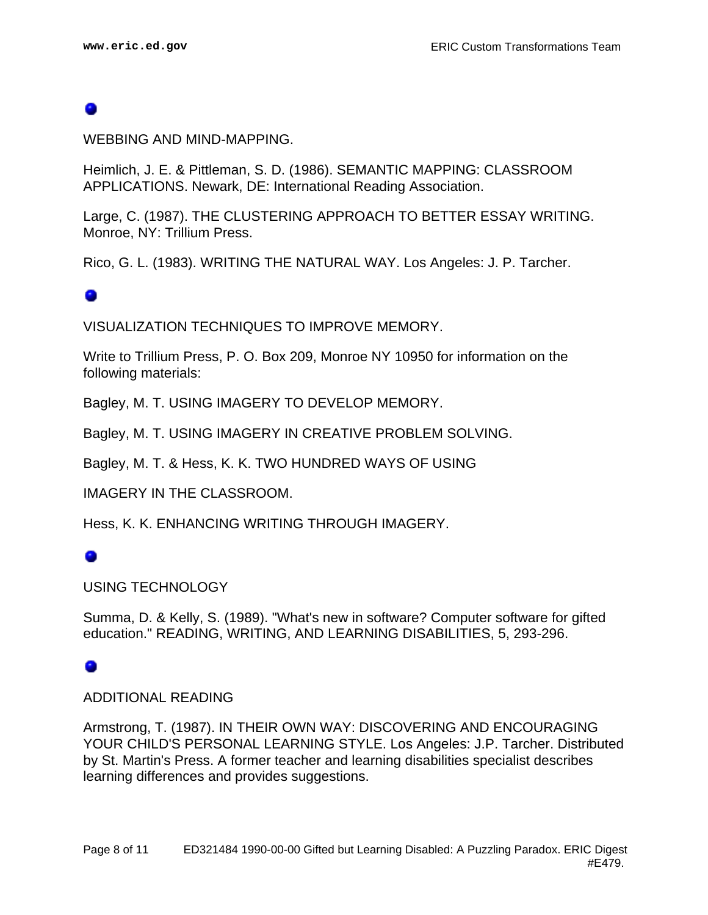WEBBING AND MIND-MAPPING.

Heimlich, J. E. & Pittleman, S. D. (1986). SEMANTIC MAPPING: CLASSROOM APPLICATIONS. Newark, DE: International Reading Association.

Large, C. (1987). THE CLUSTERING APPROACH TO BETTER ESSAY WRITING. Monroe, NY: Trillium Press.

Rico, G. L. (1983). WRITING THE NATURAL WAY. Los Angeles: J. P. Tarcher.

VISUALIZATION TECHNIQUES TO IMPROVE MEMORY.

Write to Trillium Press, P. O. Box 209, Monroe NY 10950 for information on the following materials:

Bagley, M. T. USING IMAGERY TO DEVELOP MEMORY.

Bagley, M. T. USING IMAGERY IN CREATIVE PROBLEM SOLVING.

Bagley, M. T. & Hess, K. K. TWO HUNDRED WAYS OF USING

IMAGERY IN THE CLASSROOM.

Hess, K. K. ENHANCING WRITING THROUGH IMAGERY.

USING TECHNOLOGY

Summa, D. & Kelly, S. (1989). "What's new in software? Computer software for gifted education." READING, WRITING, AND LEARNING DISABILITIES, 5, 293-296.

ADDITIONAL READING

Armstrong, T. (1987). IN THEIR OWN WAY: DISCOVERING AND ENCOURAGING YOUR CHILD'S PERSONAL LEARNING STYLE. Los Angeles: J.P. Tarcher. Distributed by St. Martin's Press. A former teacher and learning disabilities specialist describes learning differences and provides suggestions.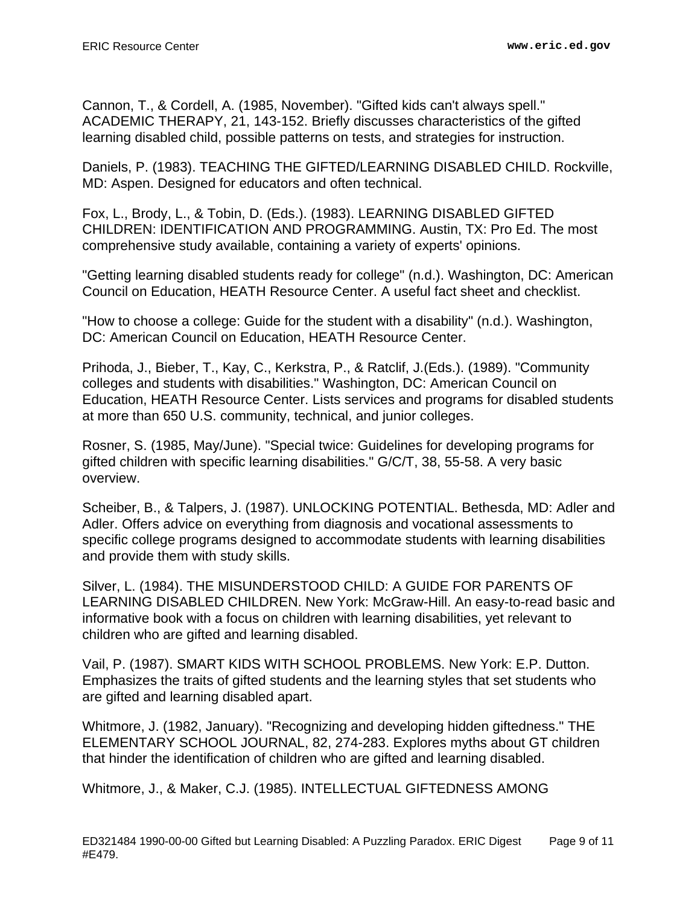Cannon, T., & Cordell, A. (1985, November). "Gifted kids can't always spell." ACADEMIC THERAPY, 21, 143-152. Briefly discusses characteristics of the gifted learning disabled child, possible patterns on tests, and strategies for instruction.

Daniels, P. (1983). TEACHING THE GIFTED/LEARNING DISABLED CHILD. Rockville, MD: Aspen. Designed for educators and often technical.

Fox, L., Brody, L., & Tobin, D. (Eds.). (1983). LEARNING DISABLED GIFTED CHILDREN: IDENTIFICATION AND PROGRAMMING. Austin, TX: Pro Ed. The most comprehensive study available, containing a variety of experts' opinions.

"Getting learning disabled students ready for college" (n.d.). Washington, DC: American Council on Education, HEATH Resource Center. A useful fact sheet and checklist.

"How to choose a college: Guide for the student with a disability" (n.d.). Washington, DC: American Council on Education, HEATH Resource Center.

Prihoda, J., Bieber, T., Kay, C., Kerkstra, P., & Ratclif, J.(Eds.). (1989). "Community colleges and students with disabilities." Washington, DC: American Council on Education, HEATH Resource Center. Lists services and programs for disabled students at more than 650 U.S. community, technical, and junior colleges.

Rosner, S. (1985, May/June). "Special twice: Guidelines for developing programs for gifted children with specific learning disabilities." G/C/T, 38, 55-58. A very basic overview.

Scheiber, B., & Talpers, J. (1987). UNLOCKING POTENTIAL. Bethesda, MD: Adler and Adler. Offers advice on everything from diagnosis and vocational assessments to specific college programs designed to accommodate students with learning disabilities and provide them with study skills.

Silver, L. (1984). THE MISUNDERSTOOD CHILD: A GUIDE FOR PARENTS OF LEARNING DISABLED CHILDREN. New York: McGraw-Hill. An easy-to-read basic and informative book with a focus on children with learning disabilities, yet relevant to children who are gifted and learning disabled.

Vail, P. (1987). SMART KIDS WITH SCHOOL PROBLEMS. New York: E.P. Dutton. Emphasizes the traits of gifted students and the learning styles that set students who are gifted and learning disabled apart.

Whitmore, J. (1982, January). "Recognizing and developing hidden giftedness." THE ELEMENTARY SCHOOL JOURNAL, 82, 274-283. Explores myths about GT children that hinder the identification of children who are gifted and learning disabled.

Whitmore, J., & Maker, C.J. (1985). INTELLECTUAL GIFTEDNESS AMONG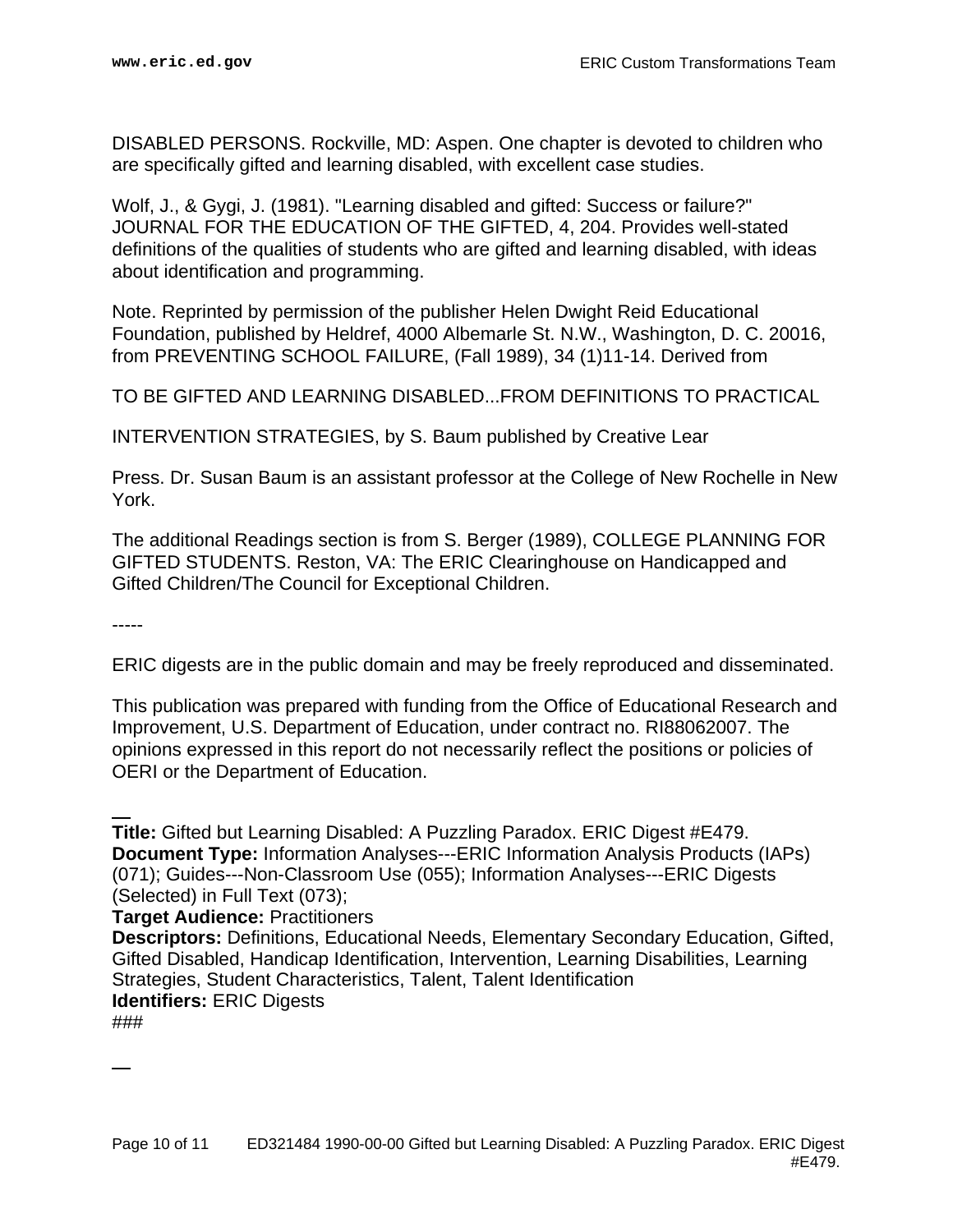DISABLED PERSONS. Rockville, MD: Aspen. One chapter is devoted to children who are specifically gifted and learning disabled, with excellent case studies.

Wolf, J., & Gygi, J. (1981). "Learning disabled and gifted: Success or failure?" JOURNAL FOR THE EDUCATION OF THE GIFTED, 4, 204. Provides well-stated definitions of the qualities of students who are gifted and learning disabled, with ideas about identification and programming.

Note. Reprinted by permission of the publisher Helen Dwight Reid Educational Foundation, published by Heldref, 4000 Albemarle St. N.W., Washington, D. C. 20016, from PREVENTING SCHOOL FAILURE, (Fall 1989), 34 (1)11-14. Derived from

TO BE GIFTED AND LEARNING DISABLED...FROM DEFINITIONS TO PRACTICAL

INTERVENTION STRATEGIES, by S. Baum published by Creative Lear

Press. Dr. Susan Baum is an assistant professor at the College of New Rochelle in New York.

The additional Readings section is from S. Berger (1989), COLLEGE PLANNING FOR GIFTED STUDENTS. Reston, VA: The ERIC Clearinghouse on Handicapped and Gifted Children/The Council for Exceptional Children.

-----

ERIC digests are in the public domain and may be freely reproduced and disseminated.

This publication was prepared with funding from the Office of Educational Research and Improvement, U.S. Department of Education, under contract no. RI88062007. The opinions expressed in this report do not necessarily reflect the positions or policies of OERI or the Department of Education.

---

**Title:** Gifted but Learning Disabled: A Puzzling Paradox. ERIC Digest #E479.
**Document Type:** Information Analyses---ERIC Information Analysis Products (IAPs) (071); Guides---Non-Classroom Use (055); Information Analyses---ERIC Digests (Selected) in Full Text (073);
**Target Audience:** Practitioners
**Descriptors:** Definitions, Educational Needs, Elementary Secondary Education, Gifted, Gifted Disabled, Handicap Identification, Intervention, Learning Disabilities, Learning Strategies, Student Characteristics, Talent, Talent Identification
**Identifiers:** ERIC Digests
###

---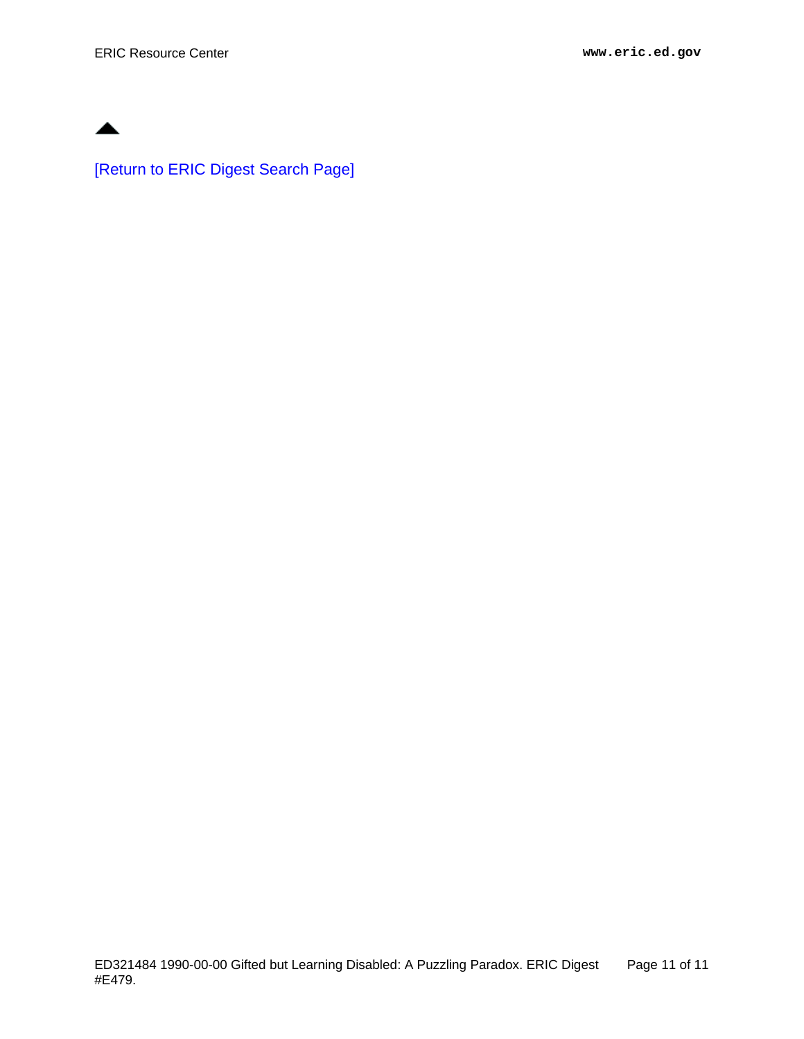▲

[Return to ERIC Digest Search Page]